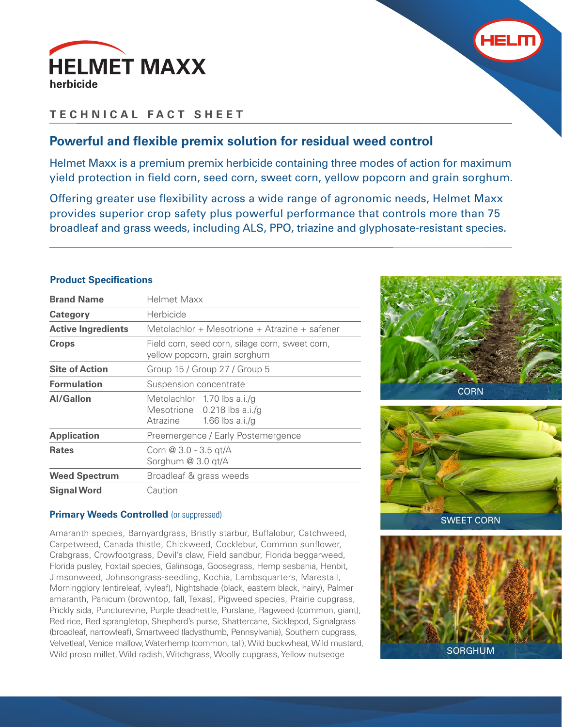# HELMET MAXX

herbicide

## TECHNICAL FACT SHEET

### Powerful and flexible premix solution for residual weed control

Helmet Maxx is a premium premix herbicide containing three modes of action for maximum yield protection in field corn, seed corn, sweet corn, yellow popcorn and grain sorghum.

Offering greater use flexibility across a wide range of agronomic needs, Helmet Maxx provides superior crop safety plus powerful performance that controls more than 75 broadleaf and grass weeds, including ALS, PPO, triazine and glyphosate-resistant species.

### Product Specifications

| | |
|---|---|
| **Brand Name** | Helmet Maxx |
| **Category** | Herbicide |
| **Active Ingredients** | Metolachlor + Mesotrione + Atrazine + safener |
| **Crops** | Field corn, seed corn, silage corn, sweet corn, yellow popcorn, grain sorghum |
| **Site of Action** | Group 15 / Group 27 / Group 5 |
| **Formulation** | Suspension concentrate |
| **AI/Gallon** | Metolachlor 1.70 lbs a.i./g<br>Mesotrione 0.218 lbs a.i./g<br>Atrazine 1.66 lbs a.i./g |
| **Application** | Preemergence / Early Postemergence |
| **Rates** | Corn @ 3.0 - 3.5 qt/A<br>Sorghum @ 3.0 qt/A |
| **Weed Spectrum** | Broadleaf & grass weeds |
| **Signal Word** | Caution |

CORN

SWEET CORN

SORGHUM

### Primary Weeds Controlled (or suppressed)

Amaranth species, Barnyardgrass, Bristly starbur, Buffalobur, Catchweed, Carpetweed, Canada thistle, Chickweed, Cocklebur, Common sunflower, Crabgrass, Crowfootgrass, Devil's claw, Field sandbur, Florida beggarweed, Florida pusley, Foxtail species, Galinsoga, Goosegrass, Hemp sesbania, Henbit, Jimsonweed, Johnsongrass-seedling, Kochia, Lambsquarters, Marestail, Morningglory (entireleaf, ivyleaf), Nightshade (black, eastern black, hairy), Palmer amaranth, Panicum (browntop, fall, Texas), Pigweed species, Prairie cupgrass, Prickly sida, Puncturevine, Purple deadnettle, Purslane, Ragweed (common, giant), Red rice, Red sprangletop, Shepherd's purse, Shattercane, Sicklepod, Signalgrass (broadleaf, narrowleaf), Smartweed (ladysthumb, Pennsylvania), Southern cupgrass, Velvetleaf, Venice mallow, Waterhemp (common, tall), Wild buckwheat, Wild mustard, Wild proso millet, Wild radish, Witchgrass, Woolly cupgrass, Yellow nutsedge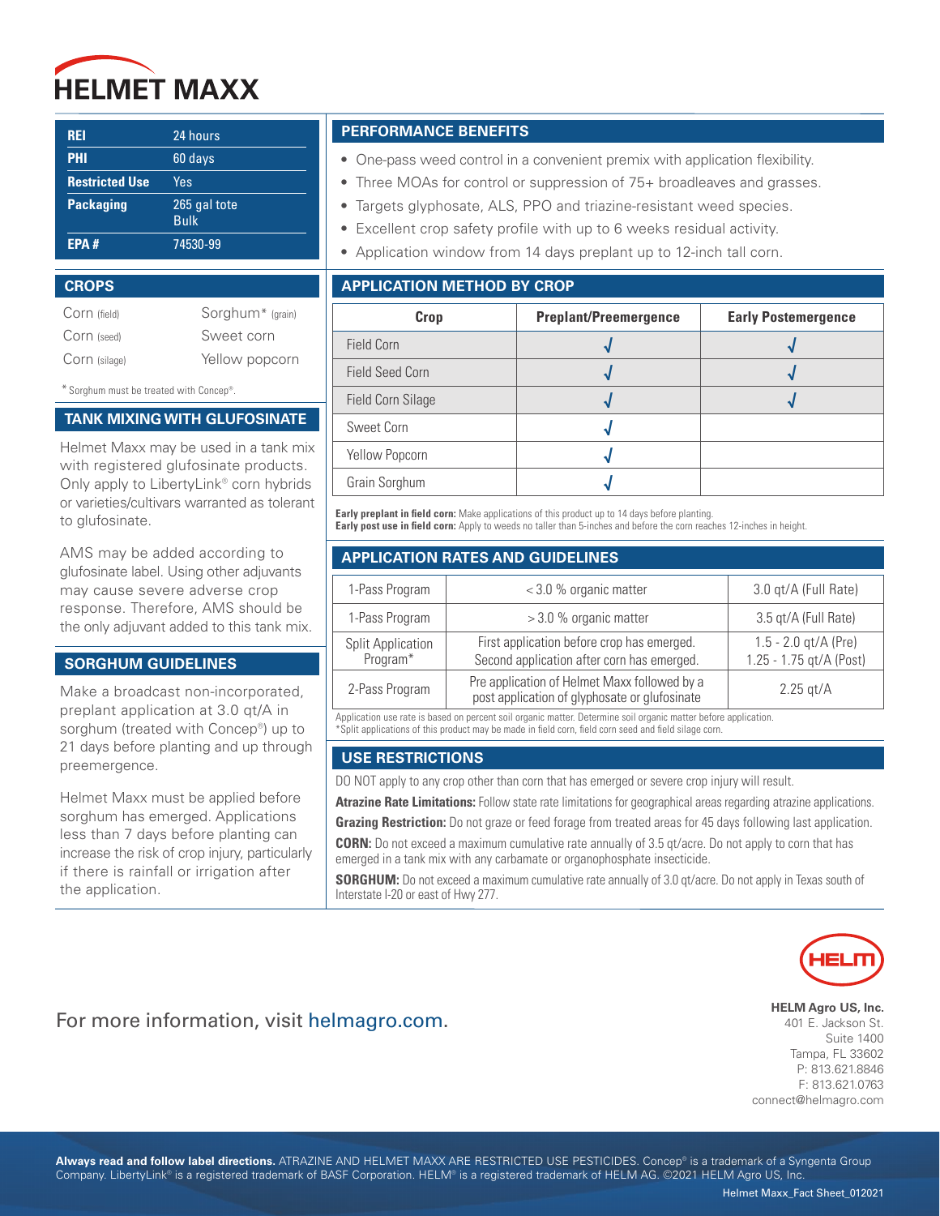# HELMET MAXX

| | |
|---|---|
| **REI** | 24 hours |
| **PHI** | 60 days |
| **Restricted Use** | Yes |
| **Packaging** | 265 gal tote Bulk |
| **EPA #** | 74530-99 |

## CROPS

| | |
|---|---|
| Corn (field) | Sorghum* (grain) |
| Corn (seed) | Sweet corn |
| Corn (silage) | Yellow popcorn |

* Sorghum must be treated with Concep®.

## TANK MIXING WITH GLUFOSINATE

Helmet Maxx may be used in a tank mix with registered glufosinate products. Only apply to LibertyLink® corn hybrids or varieties/cultivars warranted as tolerant to glufosinate.

AMS may be added according to glufosinate label. Using other adjuvants may cause severe adverse crop response. Therefore, AMS should be the only adjuvant added to this tank mix.

## SORGHUM GUIDELINES

Make a broadcast non-incorporated, preplant application at 3.0 qt/A in sorghum (treated with Concep®) up to 21 days before planting and up through preemergence.

Helmet Maxx must be applied before sorghum has emerged. Applications less than 7 days before planting can increase the risk of crop injury, particularly if there is rainfall or irrigation after the application.

## PERFORMANCE BENEFITS

- One-pass weed control in a convenient premix with application flexibility.
- Three MOAs for control or suppression of 75+ broadleaves and grasses.
- Targets glyphosate, ALS, PPO and triazine-resistant weed species.
- Excellent crop safety profile with up to 6 weeks residual activity.
- Application window from 14 days preplant up to 12-inch tall corn.

## APPLICATION METHOD BY CROP

| Crop | Preplant/Preemergence | Early Postemergence |
|---|---|---|
| Field Corn | √ | √ |
| Field Seed Corn | √ | √ |
| Field Corn Silage | √ | √ |
| Sweet Corn | √ | |
| Yellow Popcorn | √ | |
| Grain Sorghum | √ | |

**Early preplant in field corn:** Make applications of this product up to 14 days before planting.
**Early post use in field corn:** Apply to weeds no taller than 5-inches and before the corn reaches 12-inches in height.

## APPLICATION RATES AND GUIDELINES

| | | |
|---|---|---|
| 1-Pass Program | < 3.0 % organic matter | 3.0 qt/A (Full Rate) |
| 1-Pass Program | > 3.0 % organic matter | 3.5 qt/A (Full Rate) |
| Split Application Program* | First application before crop has emerged. Second application after corn has emerged. | 1.5 - 2.0 qt/A (Pre) 1.25 - 1.75 qt/A (Post) |
| 2-Pass Program | Pre application of Helmet Maxx followed by a post application of glyphosate or glufosinate | 2.25 qt/A |

Application use rate is based on percent soil organic matter. Determine soil organic matter before application.
*Split applications of this product may be made in field corn, field corn seed and field silage corn.

## USE RESTRICTIONS

DO NOT apply to any crop other than corn that has emerged or severe crop injury will result.

**Atrazine Rate Limitations:** Follow state rate limitations for geographical areas regarding atrazine applications.

**Grazing Restriction:** Do not graze or feed forage from treated areas for 45 days following last application.

**CORN:** Do not exceed a maximum cumulative rate annually of 3.5 qt/acre. Do not apply to corn that has emerged in a tank mix with any carbamate or organophosphate insecticide.

**SORGHUM:** Do not exceed a maximum cumulative rate annually of 3.0 qt/acre. Do not apply in Texas south of Interstate I-20 or east of Hwy 277.

For more information, visit helmagro.com.

HELM

**HELM Agro US, Inc.**
401 E. Jackson St.
Suite 1400
Tampa, FL 33602
P: 813.621.8846
F: 813.621.0763
connect@helmagro.com

**Always read and follow label directions.** ATRAZINE AND HELMET MAXX ARE RESTRICTED USE PESTICIDES. Concep® is a trademark of a Syngenta Group Company. LibertyLink® is a registered trademark of BASF Corporation. HELM® is a registered trademark of HELM AG. ©2021 HELM Agro US, Inc.

Helmet Maxx_Fact Sheet_012021